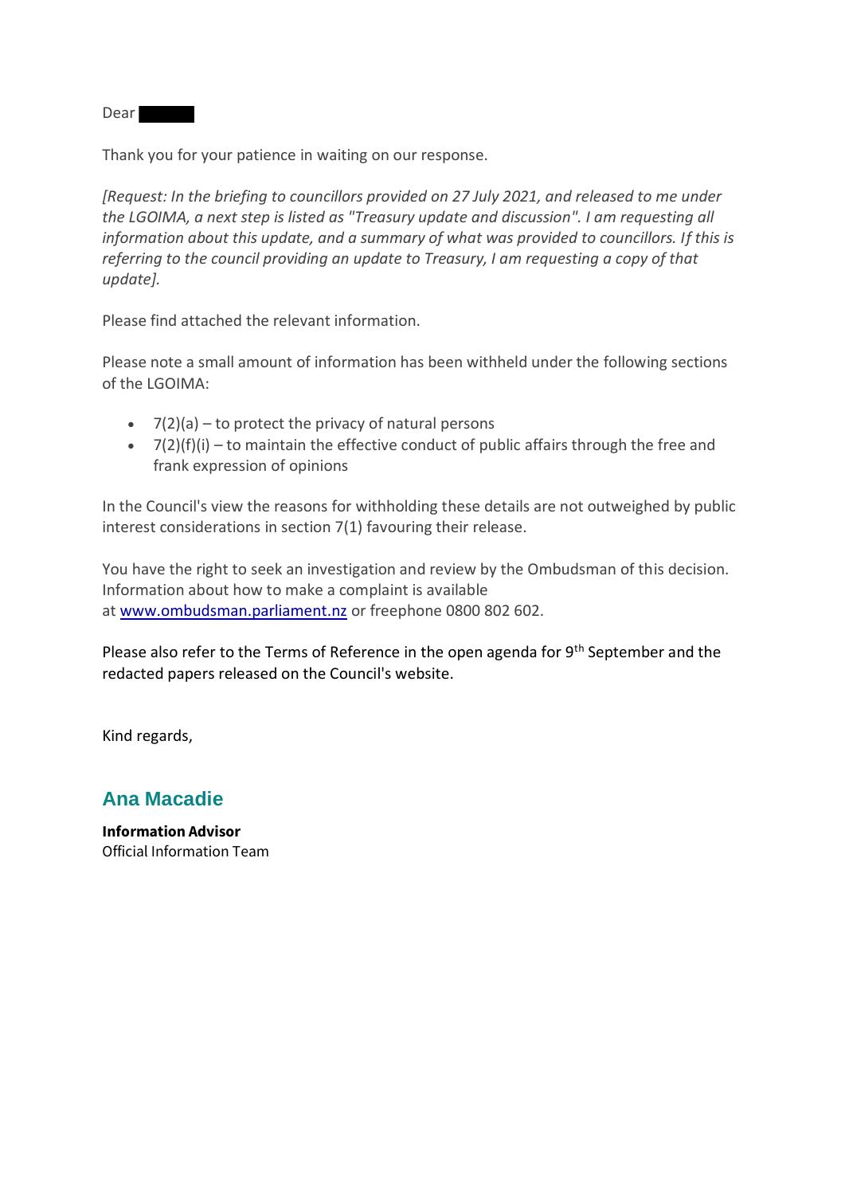Dear ██████

Thank you for your patience in waiting on our response.

*[Request: In the briefing to councillors provided on 27 July 2021, and released to me under the LGOIMA, a next step is listed as "Treasury update and discussion". I am requesting all information about this update, and a summary of what was provided to councillors. If this is referring to the council providing an update to Treasury, I am requesting a copy of that update].*

Please find attached the relevant information.

Please note a small amount of information has been withheld under the following sections of the LGOIMA:

- 7(2)(a) – to protect the privacy of natural persons
- 7(2)(f)(i) – to maintain the effective conduct of public affairs through the free and frank expression of opinions

In the Council's view the reasons for withholding these details are not outweighed by public interest considerations in section 7(1) favouring their release.

You have the right to seek an investigation and review by the Ombudsman of this decision. Information about how to make a complaint is available at www.ombudsman.parliament.nz or freephone 0800 802 602.

Please also refer to the Terms of Reference in the open agenda for 9th September and the redacted papers released on the Council's website.

Kind regards,

**Ana Macadie**

**Information Advisor**
Official Information Team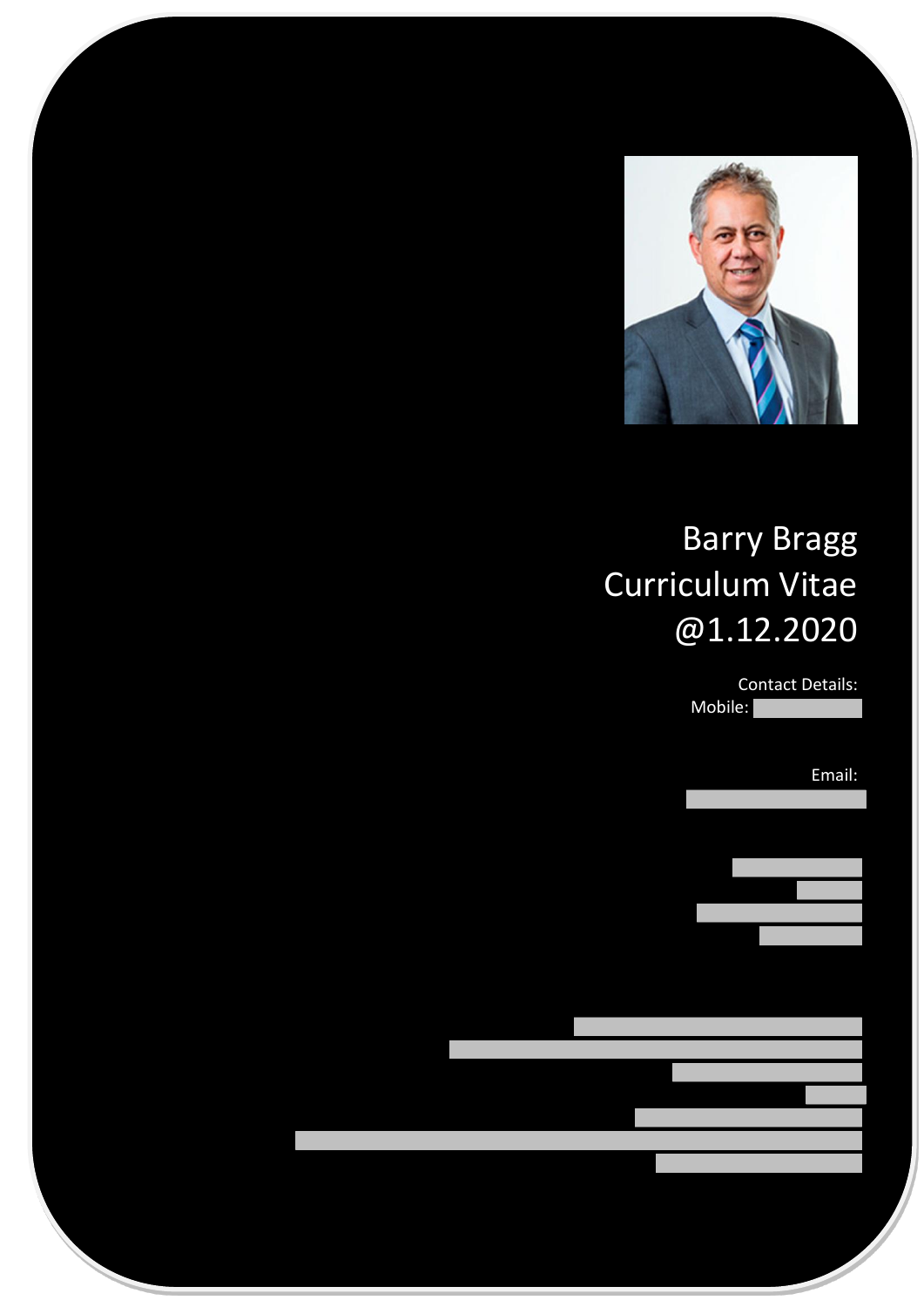Barry Bragg
Curriculum Vitae
@1.12.2020

Contact Details:
Mobile:

Email: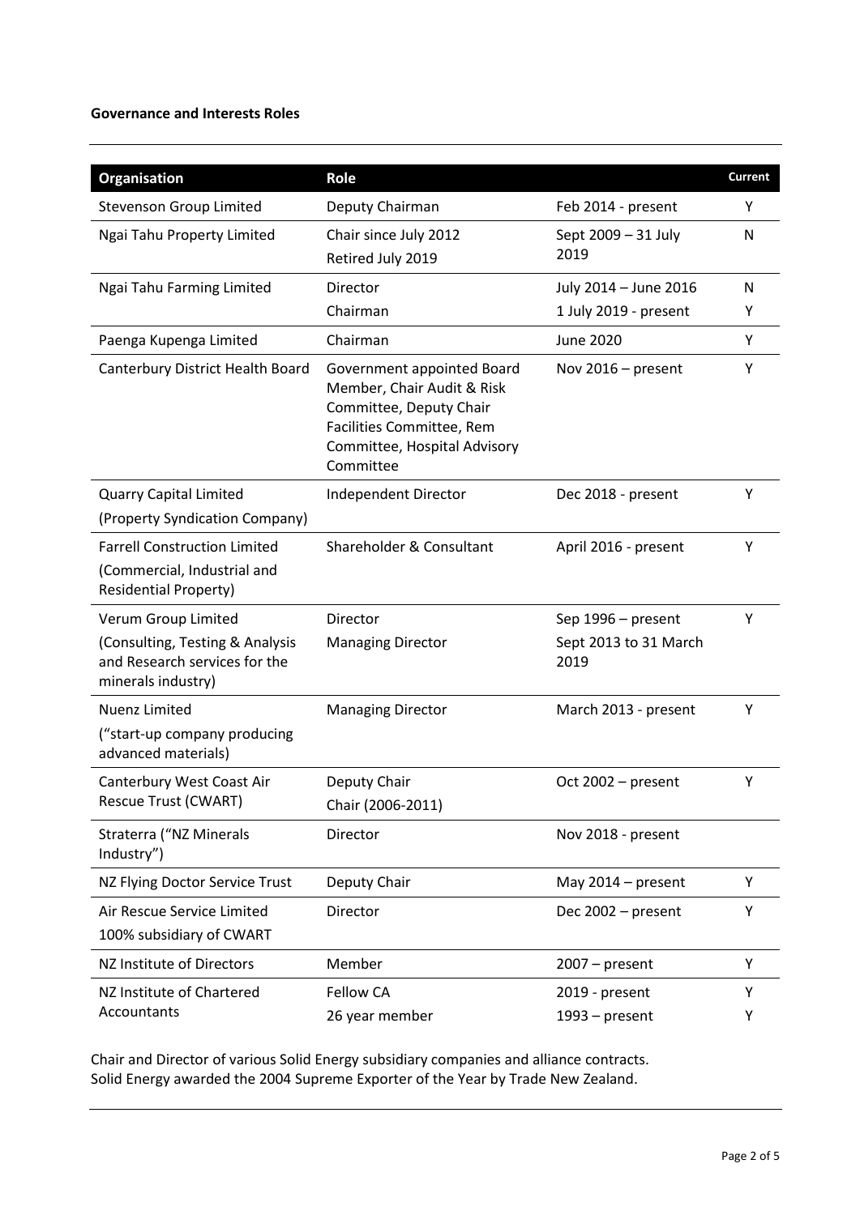**Governance and Interests Roles**

| Organisation | Role | | Current |
|---|---|---|---|
| Stevenson Group Limited | Deputy Chairman | Feb 2014 - present | Y |
| Ngai Tahu Property Limited | Chair since July 2012<br>Retired July 2019 | Sept 2009 – 31 July 2019 | N |
| Ngai Tahu Farming Limited | Director<br>Chairman | July 2014 – June 2016<br>1 July 2019 - present | N<br>Y |
| Paenga Kupenga Limited | Chairman | June 2020 | Y |
| Canterbury District Health Board | Government appointed Board Member, Chair Audit & Risk Committee, Deputy Chair Facilities Committee, Rem Committee, Hospital Advisory Committee | Nov 2016 – present | Y |
| Quarry Capital Limited<br>(Property Syndication Company) | Independent Director | Dec 2018 - present | Y |
| Farrell Construction Limited<br>(Commercial, Industrial and Residential Property) | Shareholder & Consultant | April 2016 - present | Y |
| Verum Group Limited<br>(Consulting, Testing & Analysis and Research services for the minerals industry) | Director<br>Managing Director | Sep 1996 – present<br>Sept 2013 to 31 March 2019 | Y |
| Nuenz Limited<br>("start-up company producing advanced materials) | Managing Director | March 2013 - present | Y |
| Canterbury West Coast Air Rescue Trust (CWART) | Deputy Chair<br>Chair (2006-2011) | Oct 2002 – present | Y |
| Straterra ("NZ Minerals Industry") | Director | Nov 2018 - present | |
| NZ Flying Doctor Service Trust | Deputy Chair | May 2014 – present | Y |
| Air Rescue Service Limited<br>100% subsidiary of CWART | Director | Dec 2002 – present | Y |
| NZ Institute of Directors | Member | 2007 – present | Y |
| NZ Institute of Chartered Accountants | Fellow CA<br>26 year member | 2019 - present<br>1993 – present | Y<br>Y |

Chair and Director of various Solid Energy subsidiary companies and alliance contracts.
Solid Energy awarded the 2004 Supreme Exporter of the Year by Trade New Zealand.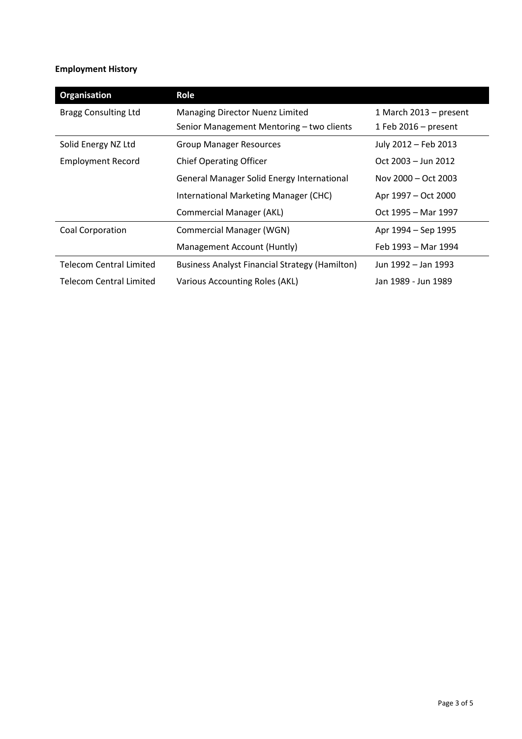**Employment History**

| Organisation | Role | |
|---|---|---|
| Bragg Consulting Ltd | Managing Director Nuenz Limited | 1 March 2013 – present |
| | Senior Management Mentoring – two clients | 1 Feb 2016 – present |
| Solid Energy NZ Ltd | Group Manager Resources | July 2012 – Feb 2013 |
| Employment Record | Chief Operating Officer | Oct 2003 – Jun 2012 |
| | General Manager Solid Energy International | Nov 2000 – Oct 2003 |
| | International Marketing Manager (CHC) | Apr 1997 – Oct 2000 |
| | Commercial Manager (AKL) | Oct 1995 – Mar 1997 |
| Coal Corporation | Commercial Manager (WGN) | Apr 1994 – Sep 1995 |
| | Management Account (Huntly) | Feb 1993 – Mar 1994 |
| Telecom Central Limited | Business Analyst Financial Strategy (Hamilton) | Jun 1992 – Jan 1993 |
| Telecom Central Limited | Various Accounting Roles (AKL) | Jan 1989 - Jun 1989 |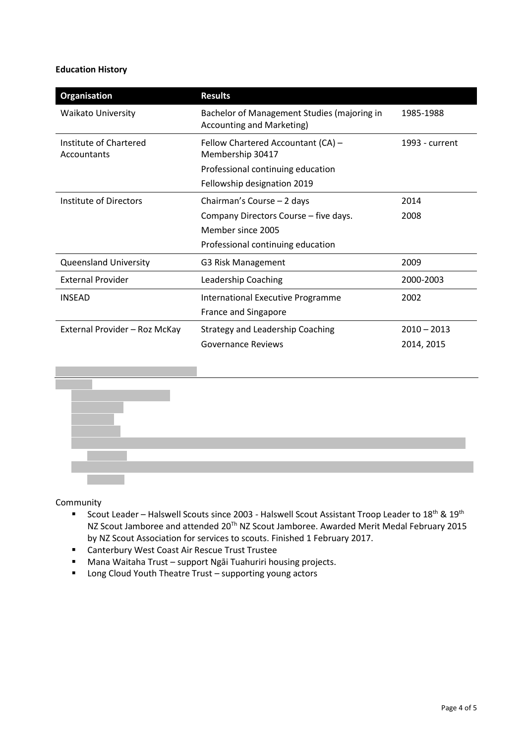**Education History**

| Organisation | Results | |
|---|---|---|
| Waikato University | Bachelor of Management Studies (majoring in Accounting and Marketing) | 1985-1988 |
| Institute of Chartered Accountants | Fellow Chartered Accountant (CA) – Membership 30417<br>Professional continuing education<br>Fellowship designation 2019 | 1993 - current |
| Institute of Directors | Chairman's Course – 2 days<br>Company Directors Course – five days.<br>Member since 2005<br>Professional continuing education | 2014<br>2008 |
| Queensland University | G3 Risk Management | 2009 |
| External Provider | Leadership Coaching | 2000-2003 |
| INSEAD | International Executive Programme<br>France and Singapore | 2002 |
| External Provider – Roz McKay | Strategy and Leadership Coaching<br>Governance Reviews | 2010 – 2013<br>2014, 2015 |

Community

- Scout Leader – Halswell Scouts since 2003 - Halswell Scout Assistant Troop Leader to 18th & 19th NZ Scout Jamboree and attended 20Th NZ Scout Jamboree. Awarded Merit Medal February 2015 by NZ Scout Association for services to scouts. Finished 1 February 2017.
- Canterbury West Coast Air Rescue Trust Trustee
- Mana Waitaha Trust – support Ngāi Tuahuriri housing projects.
- Long Cloud Youth Theatre Trust – supporting young actors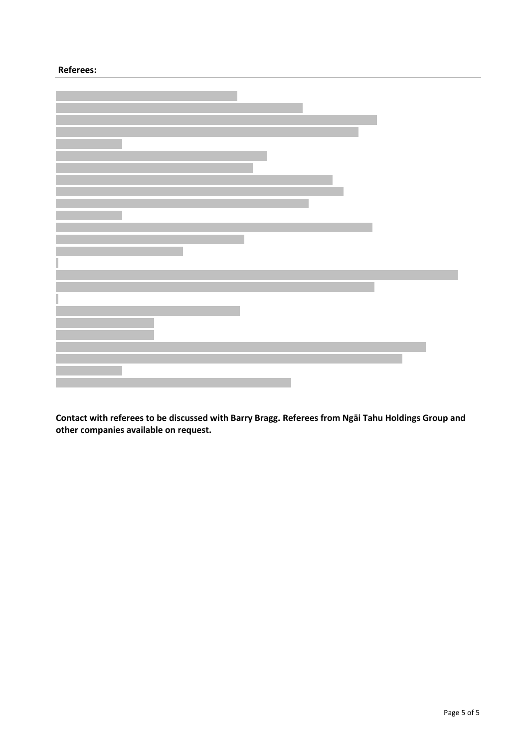**Referees:**

**Contact with referees to be discussed with Barry Bragg. Referees from Ngāi Tahu Holdings Group and other companies available on request.**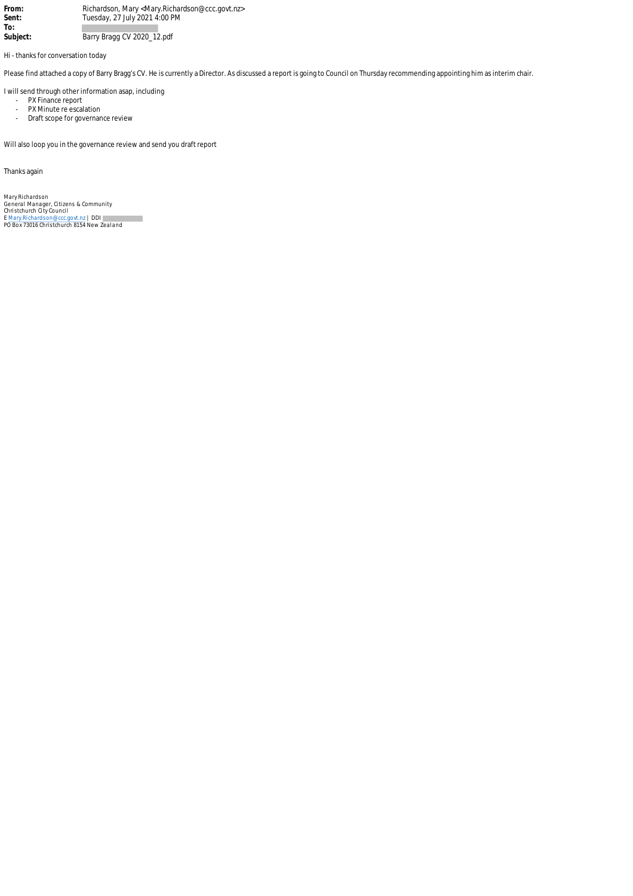**From:** Richardson, Mary <Mary.Richardson@ccc.govt.nz>
**Sent:** Tuesday, 27 July 2021 4:00 PM
**To:**
**Subject:** Barry Bragg CV 2020_12.pdf

Hi - thanks for conversation today

Please find attached a copy of Barry Bragg's CV. He is currently a Director. As discussed a report is going to Council on Thursday recommending appointing him as interim chair.

I will send through other information asap, including

- PX Finance report
- PX Minute re escalation
- Draft scope for governance review

Will also loop you in the governance review and send you draft report

Thanks again

Mary Richardson
General Manager, Citizens & Community
Christchurch City Council
E Mary.Richardson@ccc.govt.nz | DDI
PO Box 73016 Christchurch 8154 New Zealand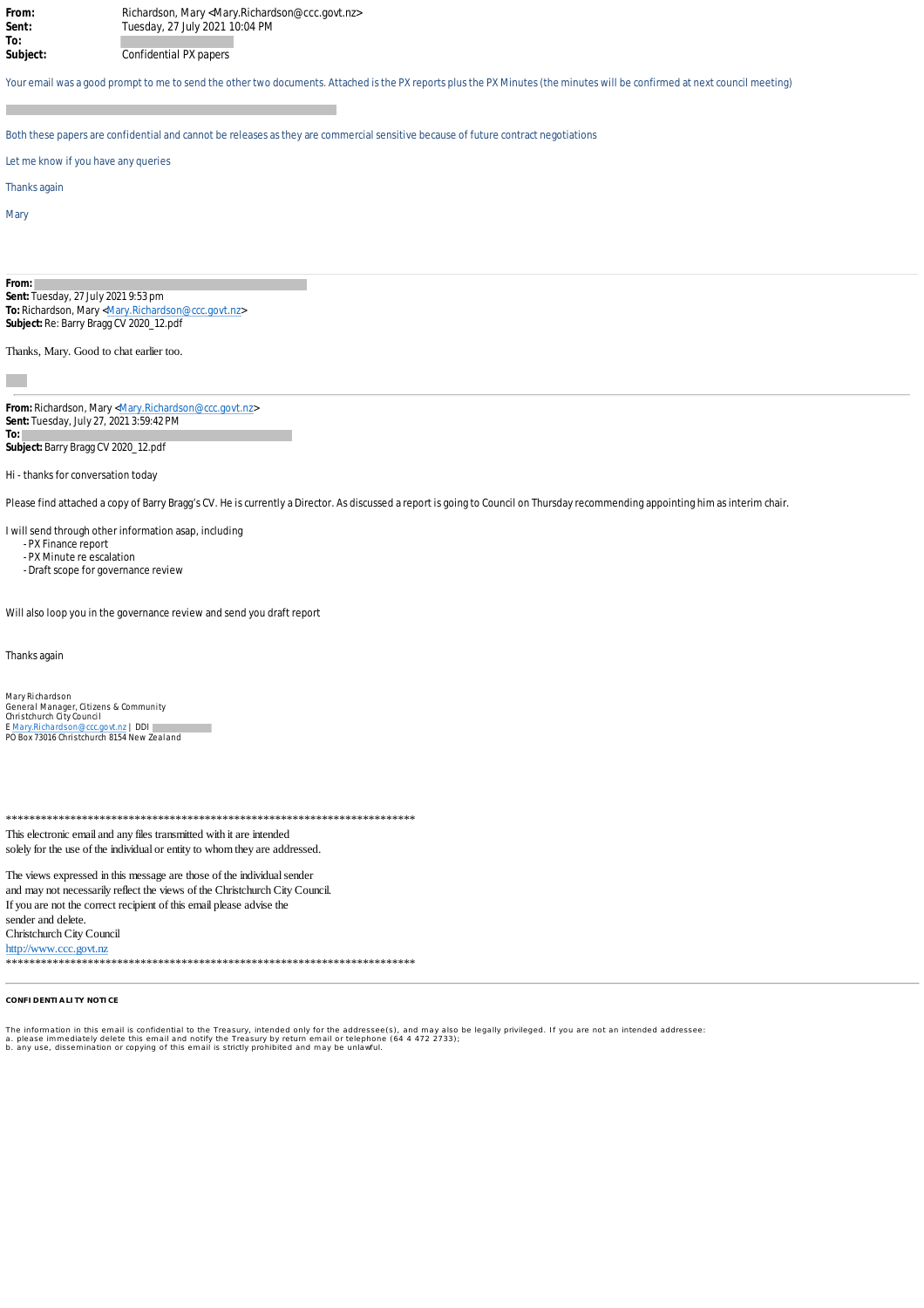**From:** Richardson, Mary <Mary.Richardson@ccc.govt.nz>
**Sent:** Tuesday, 27 July 2021 10:04 PM
**To:**
**Subject:** Confidential PX papers

Your email was a good prompt to me to send the other two documents. Attached is the PX reports plus the PX Minutes (the minutes will be confirmed at next council meeting)

Both these papers are confidential and cannot be releases as they are commercial sensitive because of future contract negotiations

Let me know if you have any queries

Thanks again

Mary

---

**From:**
**Sent:** Tuesday, 27 July 2021 9:53 pm
**To:** Richardson, Mary <Mary.Richardson@ccc.govt.nz>
**Subject:** Re: Barry Bragg CV 2020_12.pdf

Thanks, Mary. Good to chat earlier too.

---

**From:** Richardson, Mary <Mary.Richardson@ccc.govt.nz>
**Sent:** Tuesday, July 27, 2021 3:59:42 PM
**To:**
**Subject:** Barry Bragg CV 2020_12.pdf

Hi - thanks for conversation today

Please find attached a copy of Barry Bragg's CV. He is currently a Director. As discussed a report is going to Council on Thursday recommending appointing him as interim chair.

I will send through other information asap, including
- PX Finance report
- PX Minute re escalation
- Draft scope for governance review

Will also loop you in the governance review and send you draft report

Thanks again

Mary Richardson
General Manager, Citizens & Community
Christchurch City Council
E Mary.Richardson@ccc.govt.nz | DDI
PO Box 73016 Christchurch 8154 New Zealand

*************************************************************************
This electronic email and any files transmitted with it are intended
solely for the use of the individual or entity to whom they are addressed.

The views expressed in this message are those of the individual sender
and may not necessarily reflect the views of the Christchurch City Council.
If you are not the correct recipient of this email please advise the
sender and delete.
Christchurch City Council
http://www.ccc.govt.nz
*************************************************************************

---

**CONFIDENTIALITY NOTICE**

The information in this email is confidential to the Treasury, intended only for the addressee(s), and may also be legally privileged. If you are not an intended addressee:
a. please immediately delete this email and notify the Treasury by return email or telephone (64 4 472 2733);
b. any use, dissemination or copying of this email is strictly prohibited and may be unlawful.